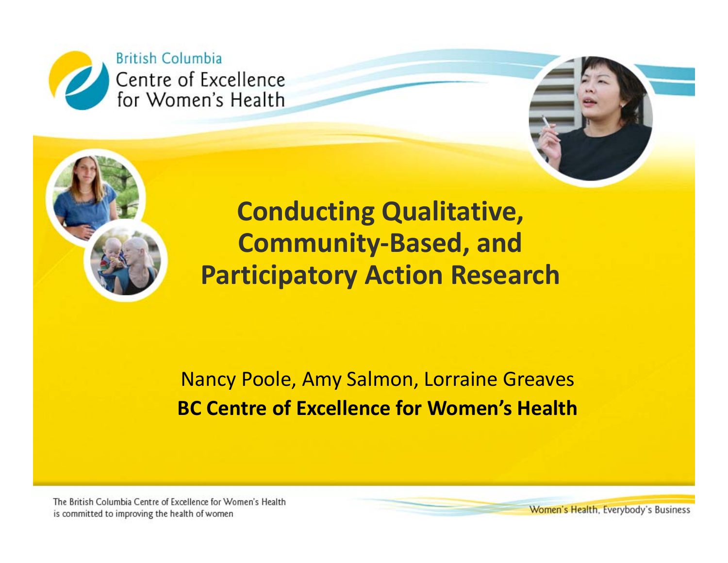British Columbia Centre of Excellence for Women's Health

# Conducting Qualitative, Community-Based, and Participatory Action Research

Nancy Poole, Amy Salmon, Lorraine Greaves

**BC Centre of Excellence for Women's Health**

The British Columbia Centre of Excellence for Women's Health is committed to improving the health of women

Women's Health, Everybody's Business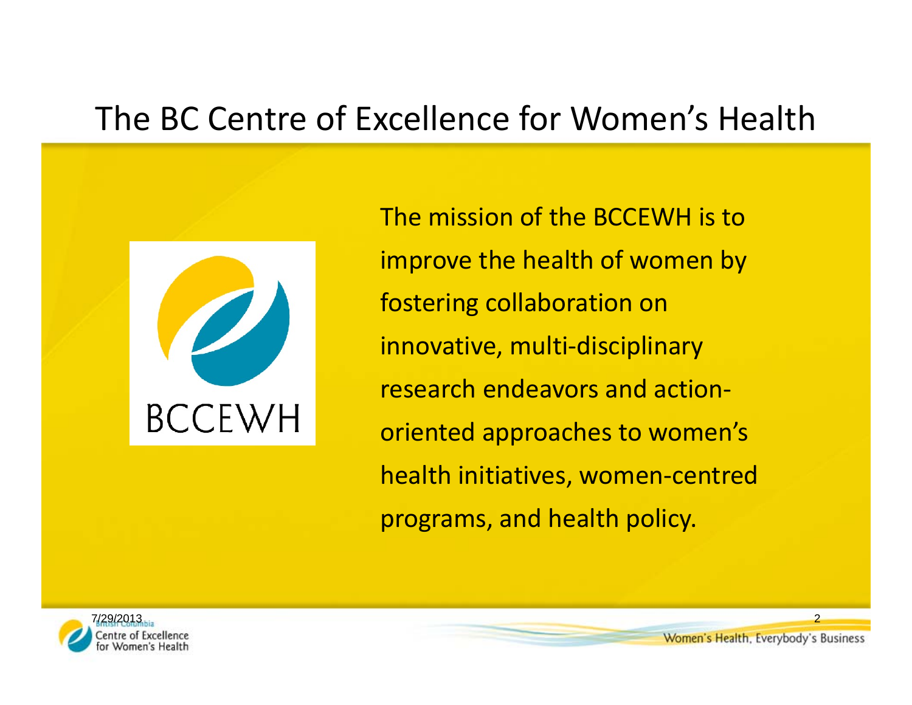# The BC Centre of Excellence for Women's Health

BCCEWH

The mission of the BCCEWH is to improve the health of women by fostering collaboration on innovative, multi-disciplinary research endeavors and action-oriented approaches to women's health initiatives, women-centred programs, and health policy.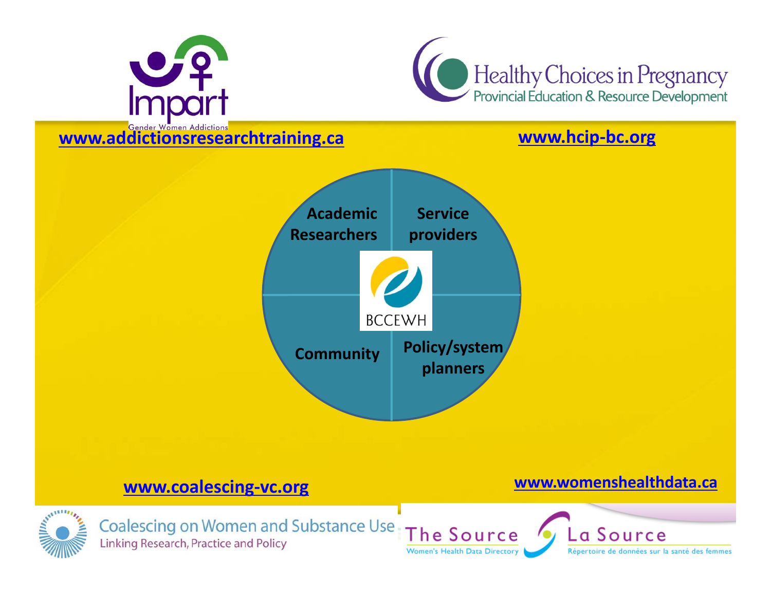Impart
Gender Women Addictions

www.addictionsresearchtraining.ca

Healthy Choices in Pregnancy
Provincial Education & Resource Development

www.hcip-bc.org

**Academic Researchers**

**Service providers**

BCCEWH

**Community**

**Policy/system planners**

www.coalescing-vc.org

www.womenshealthdata.ca

Coalescing on Women and Substance Use
Linking Research, Practice and Policy

The Source
Women's Health Data Directory

La Source
Répertoire de données sur la santé des femmes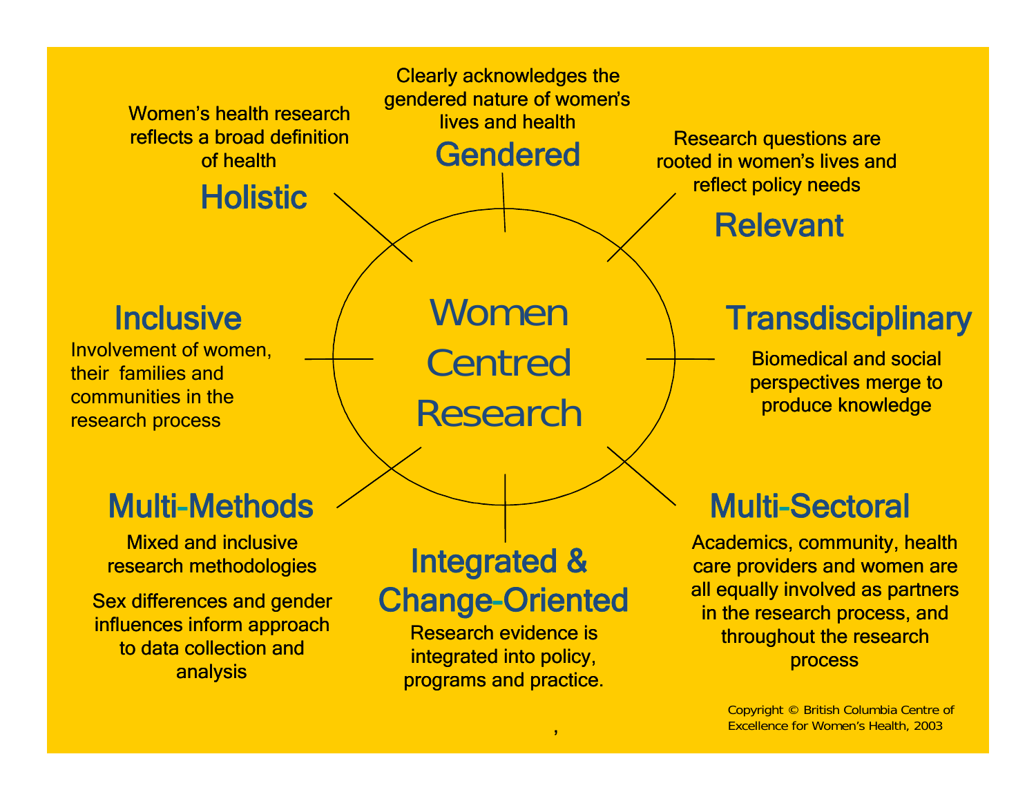# Women Centred Research

## Gendered

Clearly acknowledges the gendered nature of women's lives and health

## Relevant

Research questions are rooted in women's lives and reflect policy needs

## Transdisciplinary

Biomedical and social perspectives merge to produce knowledge

## Multi-Sectoral

Academics, community, health care providers and women are all equally involved as partners in the research process, and throughout the research process

## Integrated & Change-Oriented

Research evidence is integrated into policy, programs and practice.

## Multi-Methods

Mixed and inclusive research methodologies

Sex differences and gender influences inform approach to data collection and analysis

## Inclusive

Involvement of women, their families and communities in the research process

## Holistic

Women's health research reflects a broad definition of health

Copyright © British Columbia Centre of Excellence for Women's Health, 2003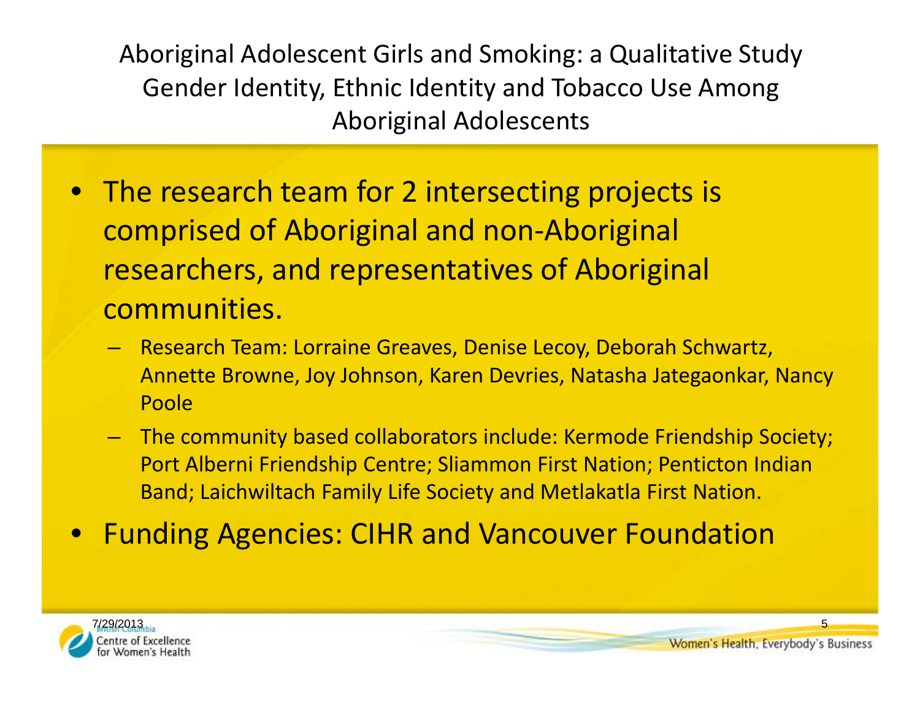# Aboriginal Adolescent Girls and Smoking: a Qualitative Study
## Gender Identity, Ethnic Identity and Tobacco Use Among Aboriginal Adolescents

- The research team for 2 intersecting projects is comprised of Aboriginal and non-Aboriginal researchers, and representatives of Aboriginal communities.
  - Research Team: Lorraine Greaves, Denise Lecoy, Deborah Schwartz, Annette Browne, Joy Johnson, Karen Devries, Natasha Jategaonkar, Nancy Poole
  - The community based collaborators include: Kermode Friendship Society; Port Alberni Friendship Centre; Sliammon First Nation; Penticton Indian Band; Laichwiltach Family Life Society and Metlakatla First Nation.
- Funding Agencies: CIHR and Vancouver Foundation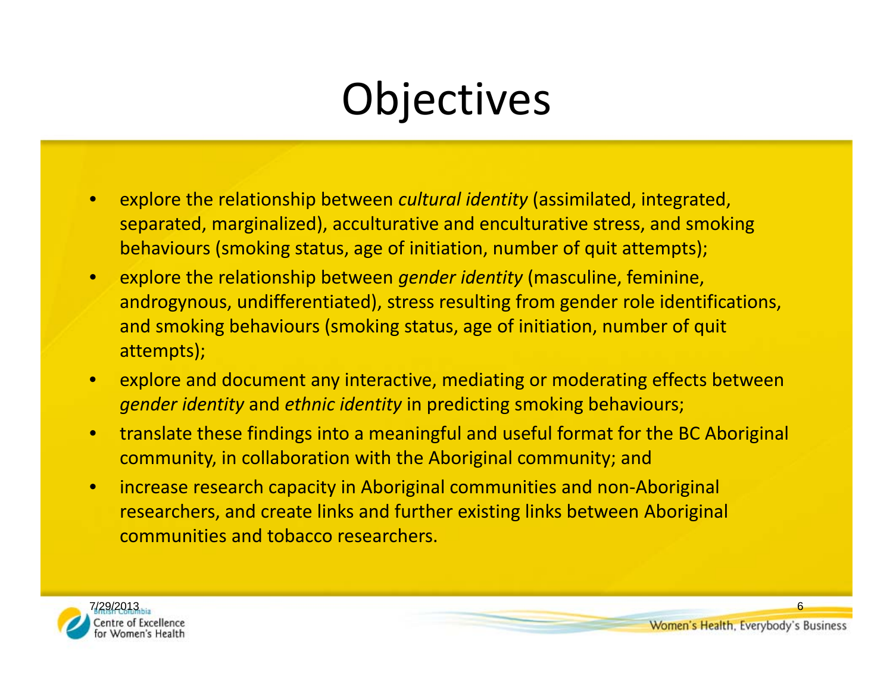# Objectives

- explore the relationship between *cultural identity* (assimilated, integrated, separated, marginalized), acculturative and enculturative stress, and smoking behaviours (smoking status, age of initiation, number of quit attempts);
- explore the relationship between *gender identity* (masculine, feminine, androgynous, undifferentiated), stress resulting from gender role identifications, and smoking behaviours (smoking status, age of initiation, number of quit attempts);
- explore and document any interactive, mediating or moderating effects between *gender identity* and *ethnic identity* in predicting smoking behaviours;
- translate these findings into a meaningful and useful format for the BC Aboriginal community, in collaboration with the Aboriginal community; and
- increase research capacity in Aboriginal communities and non-Aboriginal researchers, and create links and further existing links between Aboriginal communities and tobacco researchers.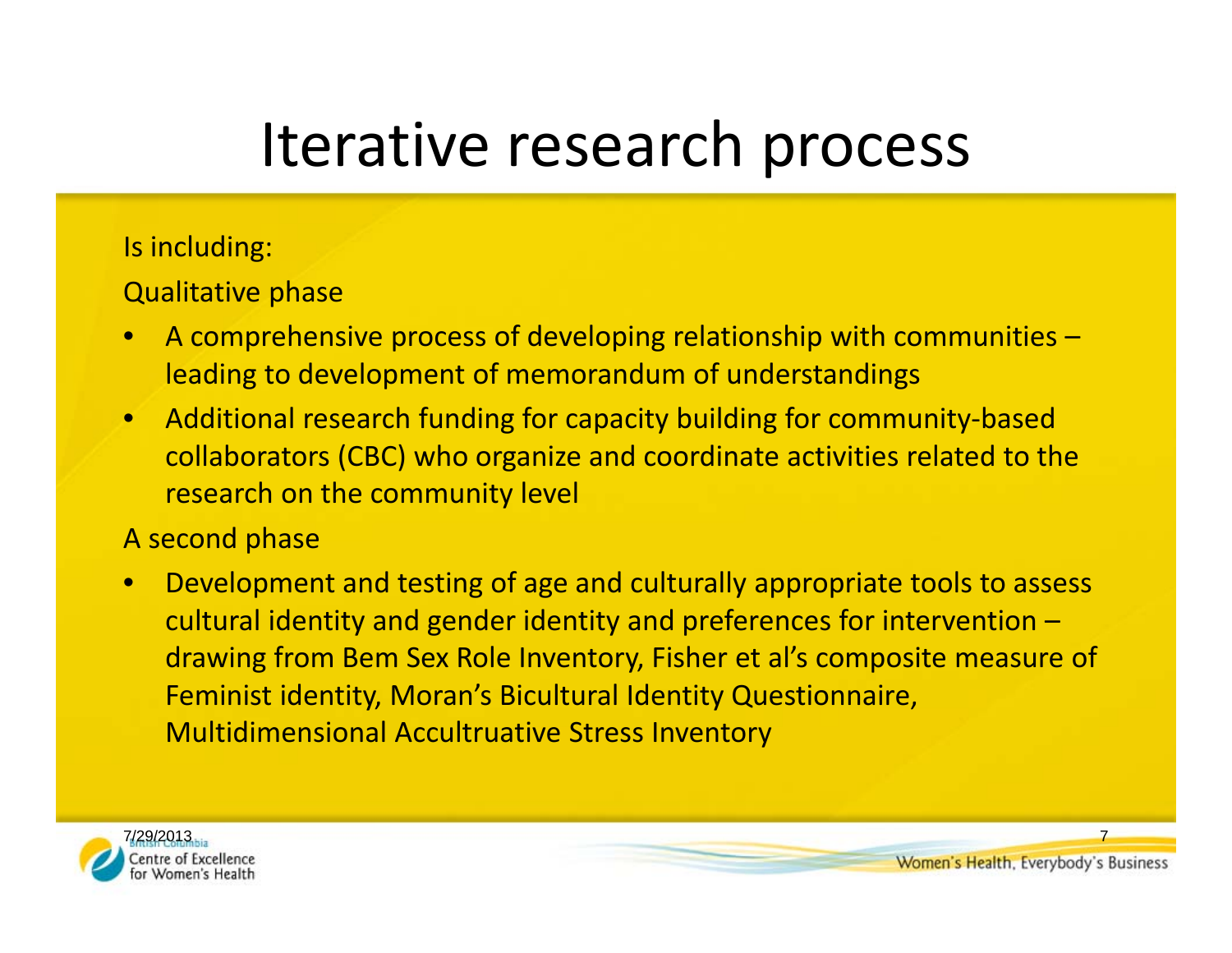# Iterative research process

Is including:

Qualitative phase

- A comprehensive process of developing relationship with communities – leading to development of memorandum of understandings
- Additional research funding for capacity building for community-based collaborators (CBC) who organize and coordinate activities related to the research on the community level

A second phase

- Development and testing of age and culturally appropriate tools to assess cultural identity and gender identity and preferences for intervention – drawing from Bem Sex Role Inventory, Fisher et al's composite measure of Feminist identity, Moran's Bicultural Identity Questionnaire, Multidimensional Accultruative Stress Inventory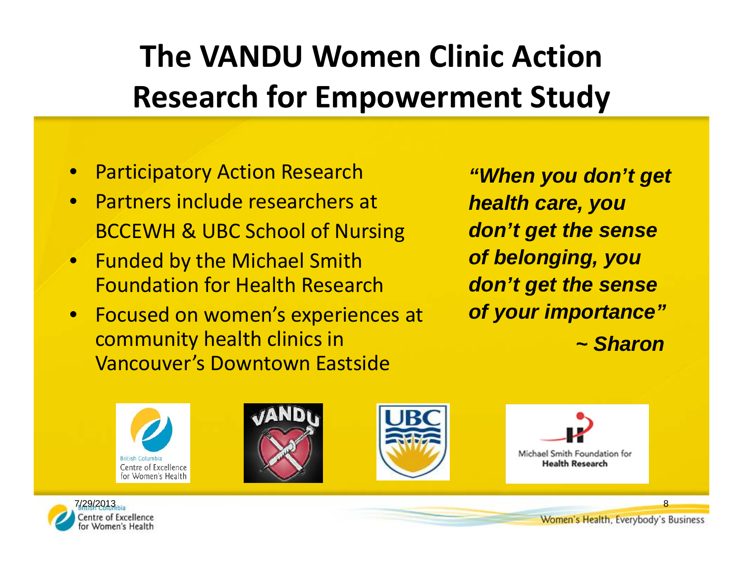# The VANDU Women Clinic Action Research for Empowerment Study

- Participatory Action Research
- Partners include researchers at BCCEWH & UBC School of Nursing
- Funded by the Michael Smith Foundation for Health Research
- Focused on women's experiences at community health clinics in Vancouver's Downtown Eastside

***"When you don't get health care, you don't get the sense of belonging, you don't get the sense of your importance"***

***~ Sharon***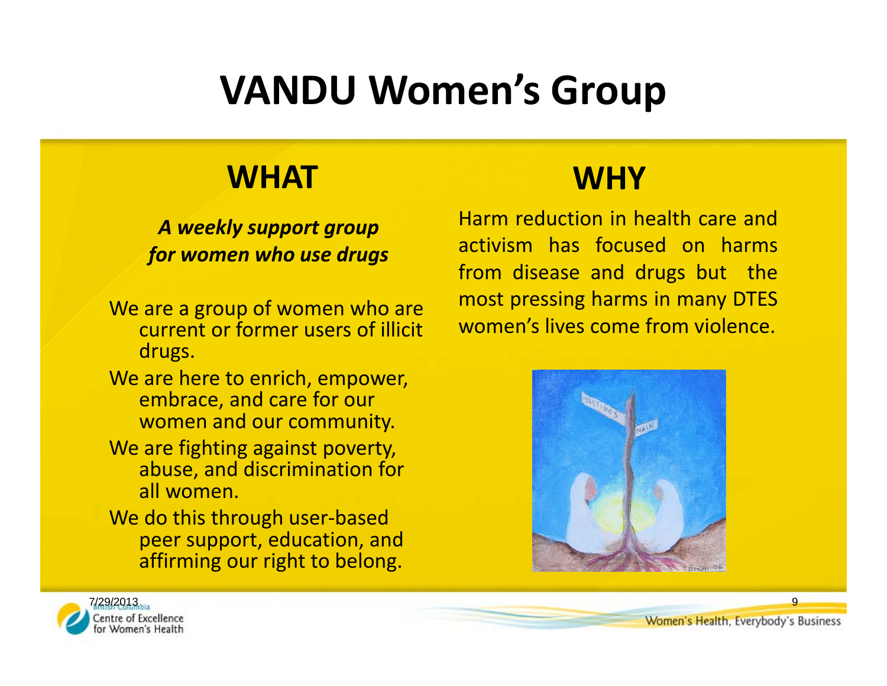# VANDU Women's Group

## WHAT

***A weekly support group for women who use drugs***

- We are a group of women who are current or former users of illicit drugs.
- We are here to enrich, empower, embrace, and care for our women and our community.
- We are fighting against poverty, abuse, and discrimination for all women.
- We do this through user-based peer support, education, and affirming our right to belong.

## WHY

Harm reduction in health care and activism has focused on harms from disease and drugs but the most pressing harms in many DTES women's lives come from violence.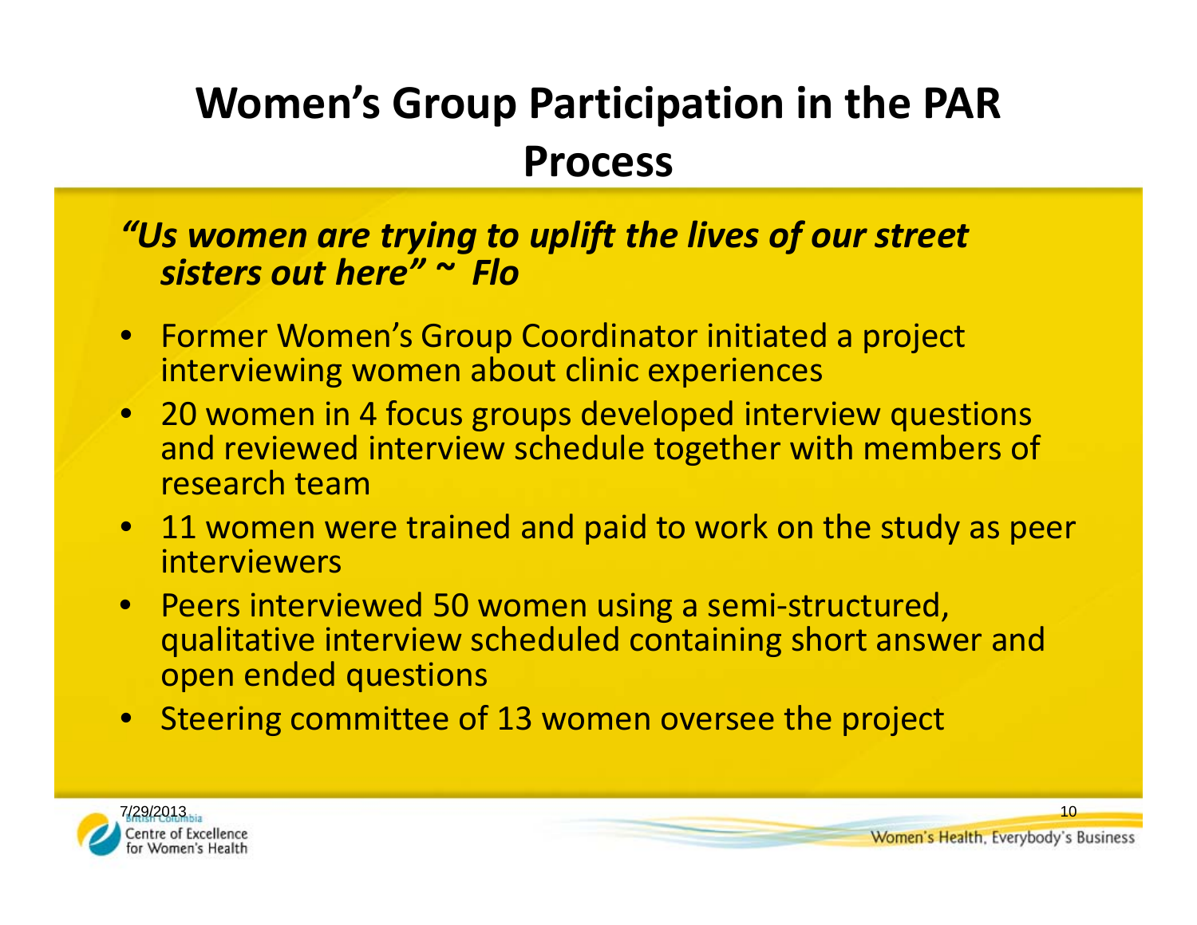# Women's Group Participation in the PAR Process

***"Us women are trying to uplift the lives of our street sisters out here" ~ Flo***

- Former Women's Group Coordinator initiated a project interviewing women about clinic experiences
- 20 women in 4 focus groups developed interview questions and reviewed interview schedule together with members of research team
- 11 women were trained and paid to work on the study as peer interviewers
- Peers interviewed 50 women using a semi-structured, qualitative interview scheduled containing short answer and open ended questions
- Steering committee of 13 women oversee the project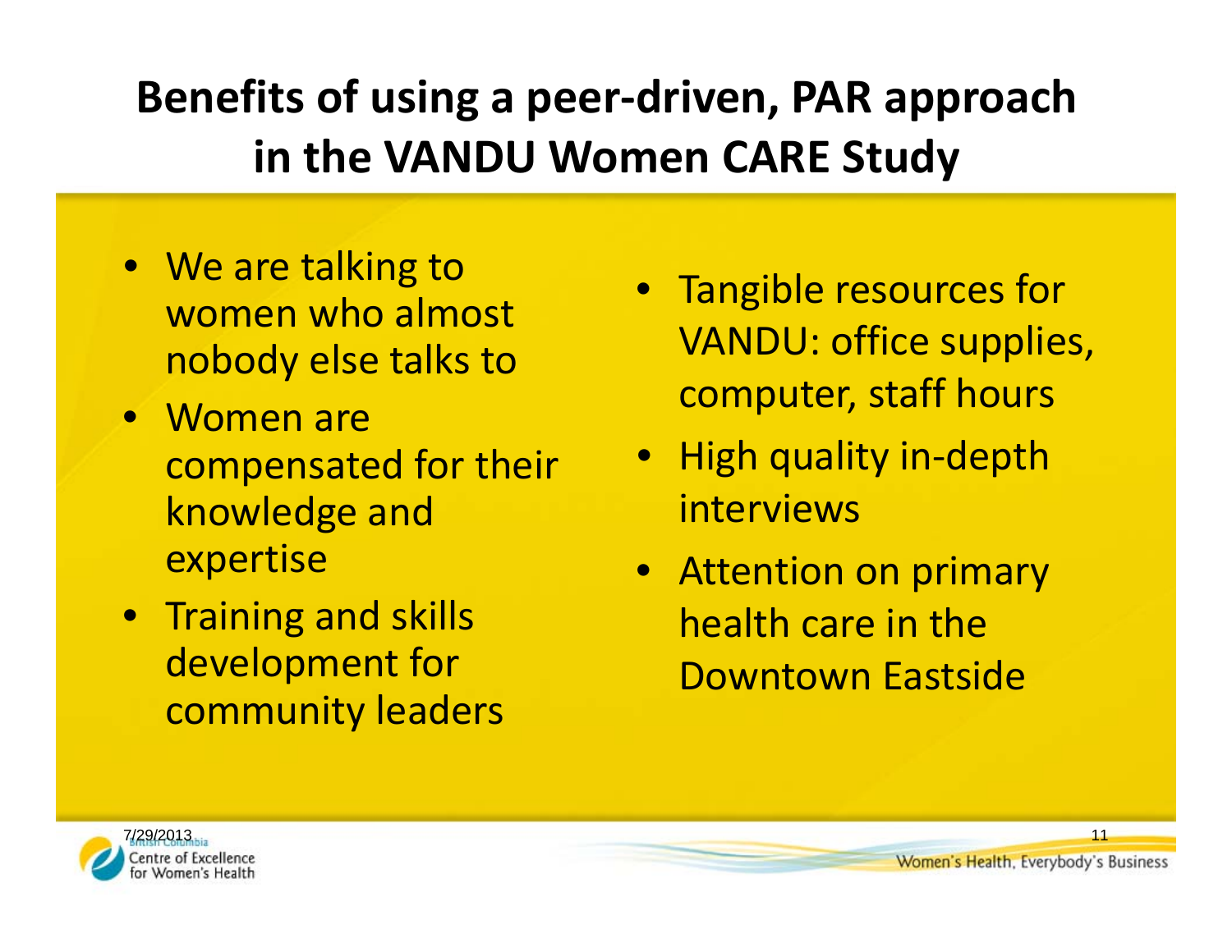# Benefits of using a peer-driven, PAR approach in the VANDU Women CARE Study

- We are talking to women who almost nobody else talks to
- Women are compensated for their knowledge and expertise
- Training and skills development for community leaders
- Tangible resources for VANDU: office supplies, computer, staff hours
- High quality in-depth interviews
- Attention on primary health care in the Downtown Eastside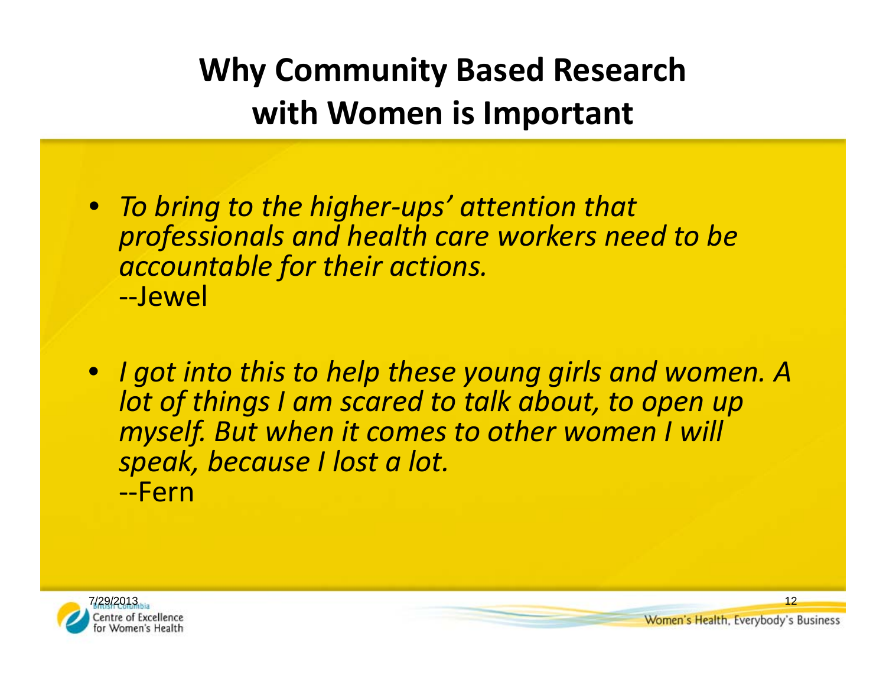# Why Community Based Research with Women is Important

- *To bring to the higher-ups' attention that professionals and health care workers need to be accountable for their actions.*
  --Jewel

- *I got into this to help these young girls and women. A lot of things I am scared to talk about, to open up myself. But when it comes to other women I will speak, because I lost a lot.*
  --Fern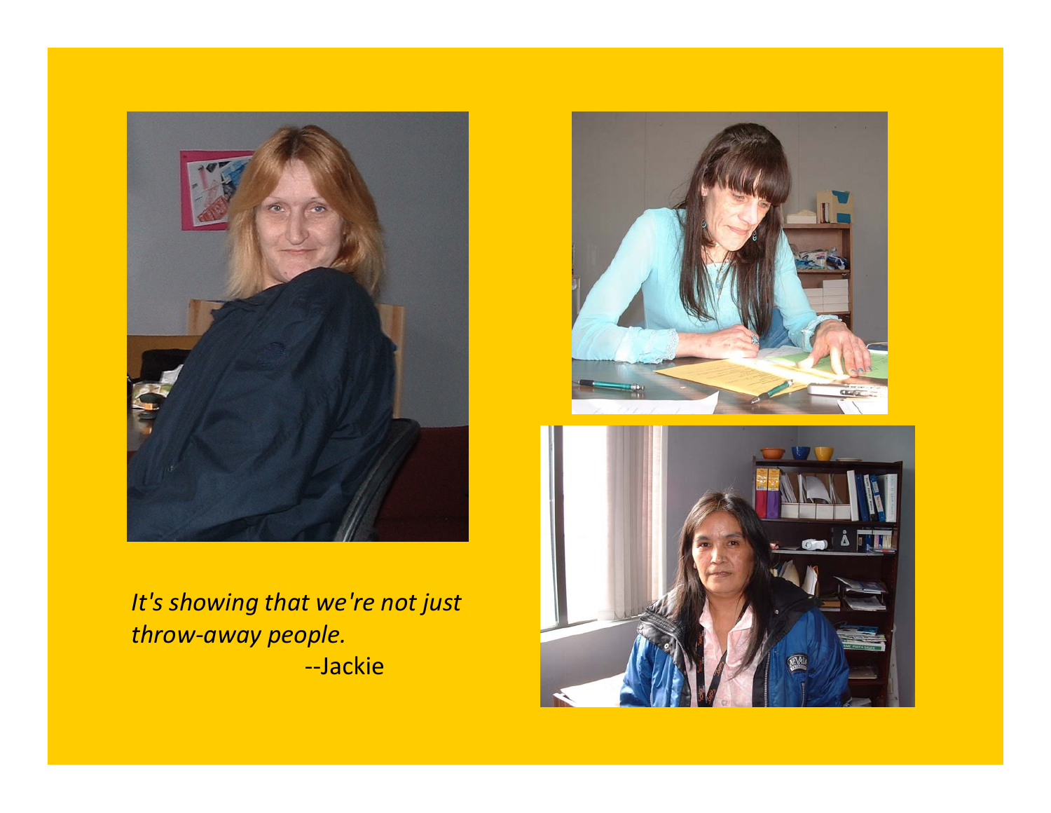*It's showing that we're not just throw-away people.*

--Jackie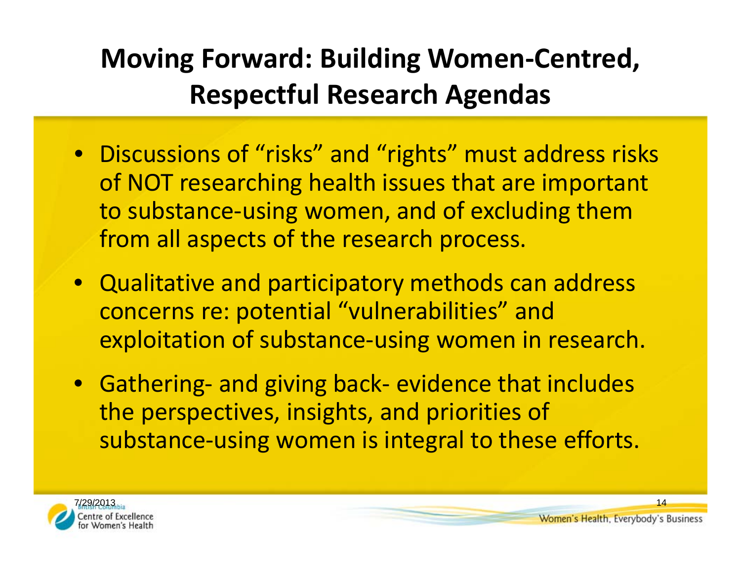# Moving Forward: Building Women-Centred, Respectful Research Agendas

- Discussions of “risks” and “rights” must address risks of NOT researching health issues that are important to substance-using women, and of excluding them from all aspects of the research process.
- Qualitative and participatory methods can address concerns re: potential “vulnerabilities” and exploitation of substance-using women in research.
- Gathering- and giving back- evidence that includes the perspectives, insights, and priorities of substance-using women is integral to these efforts.